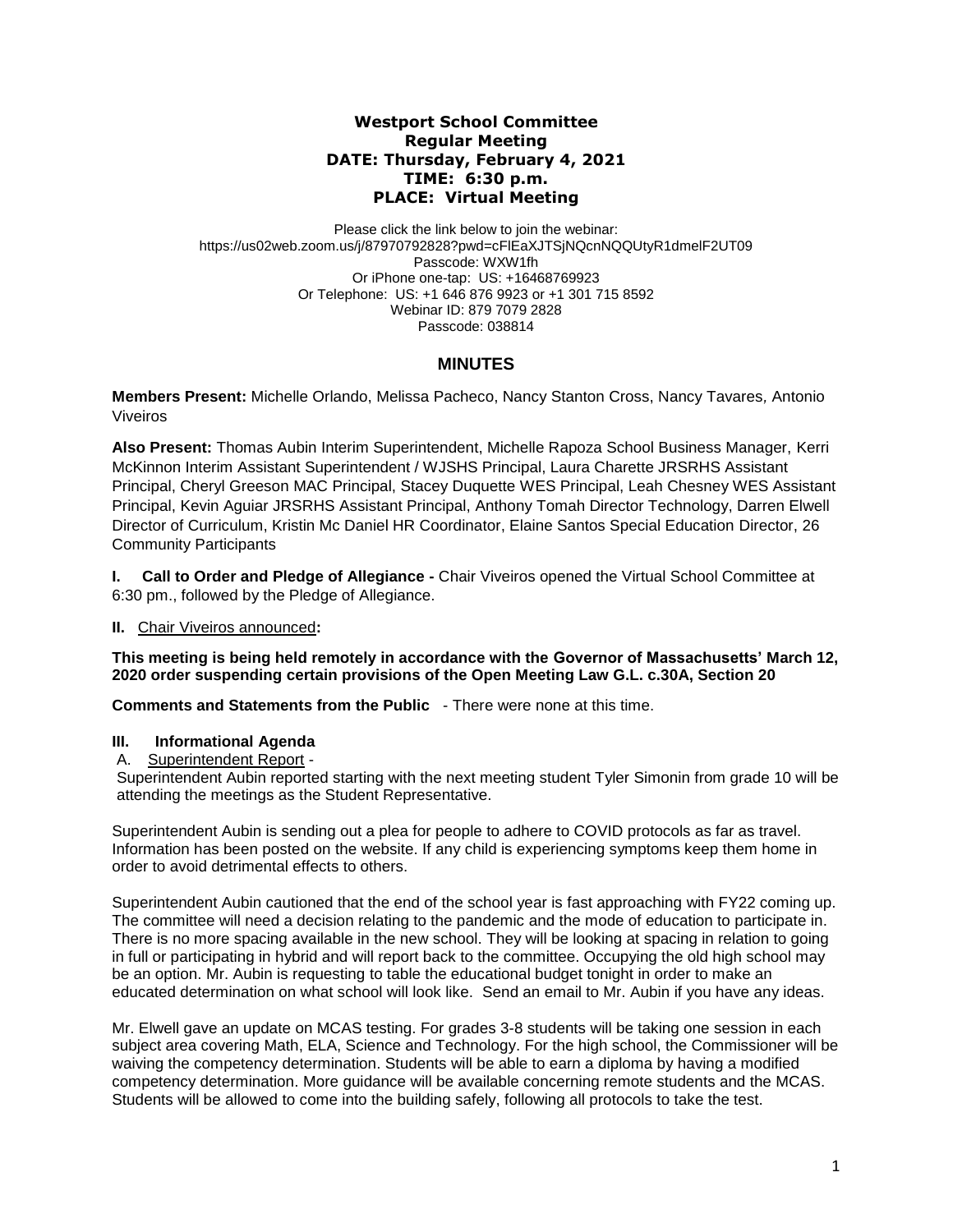**Westport School Committee**
**Regular Meeting**
**DATE: Thursday, February 4, 2021**
**TIME: 6:30 p.m.**
**PLACE: Virtual Meeting**

Please click the link below to join the webinar:
https://us02web.zoom.us/j/87970792828?pwd=cFlEaXJTSjNQcnNQQUtyR1dmelF2UT09
Passcode: WXW1fh
Or iPhone one-tap: US: +16468769923
Or Telephone: US: +1 646 876 9923 or +1 301 715 8592
Webinar ID: 879 7079 2828
Passcode: 038814

# MINUTES

**Members Present:** Michelle Orlando, Melissa Pacheco, Nancy Stanton Cross, Nancy Tavares, Antonio Viveiros

**Also Present:** Thomas Aubin Interim Superintendent, Michelle Rapoza School Business Manager, Kerri McKinnon Interim Assistant Superintendent / WJSHS Principal, Laura Charette JRSRHS Assistant Principal, Cheryl Greeson MAC Principal, Stacey Duquette WES Principal, Leah Chesney WES Assistant Principal, Kevin Aguiar JRSRHS Assistant Principal, Anthony Tomah Director Technology, Darren Elwell Director of Curriculum, Kristin Mc Daniel HR Coordinator, Elaine Santos Special Education Director, 26 Community Participants

**I. Call to Order and Pledge of Allegiance -** Chair Viveiros opened the Virtual School Committee at 6:30 pm., followed by the Pledge of Allegiance.

**II.** Chair Viveiros announced**:**

**This meeting is being held remotely in accordance with the Governor of Massachusetts' March 12, 2020 order suspending certain provisions of the Open Meeting Law G.L. c.30A, Section 20**

**Comments and Statements from the Public** - There were none at this time.

**III. Informational Agenda**

A. Superintendent Report -

Superintendent Aubin reported starting with the next meeting student Tyler Simonin from grade 10 will be attending the meetings as the Student Representative.

Superintendent Aubin is sending out a plea for people to adhere to COVID protocols as far as travel. Information has been posted on the website. If any child is experiencing symptoms keep them home in order to avoid detrimental effects to others.

Superintendent Aubin cautioned that the end of the school year is fast approaching with FY22 coming up. The committee will need a decision relating to the pandemic and the mode of education to participate in. There is no more spacing available in the new school. They will be looking at spacing in relation to going in full or participating in hybrid and will report back to the committee. Occupying the old high school may be an option. Mr. Aubin is requesting to table the educational budget tonight in order to make an educated determination on what school will look like. Send an email to Mr. Aubin if you have any ideas.

Mr. Elwell gave an update on MCAS testing. For grades 3-8 students will be taking one session in each subject area covering Math, ELA, Science and Technology. For the high school, the Commissioner will be waiving the competency determination. Students will be able to earn a diploma by having a modified competency determination. More guidance will be available concerning remote students and the MCAS. Students will be allowed to come into the building safely, following all protocols to take the test.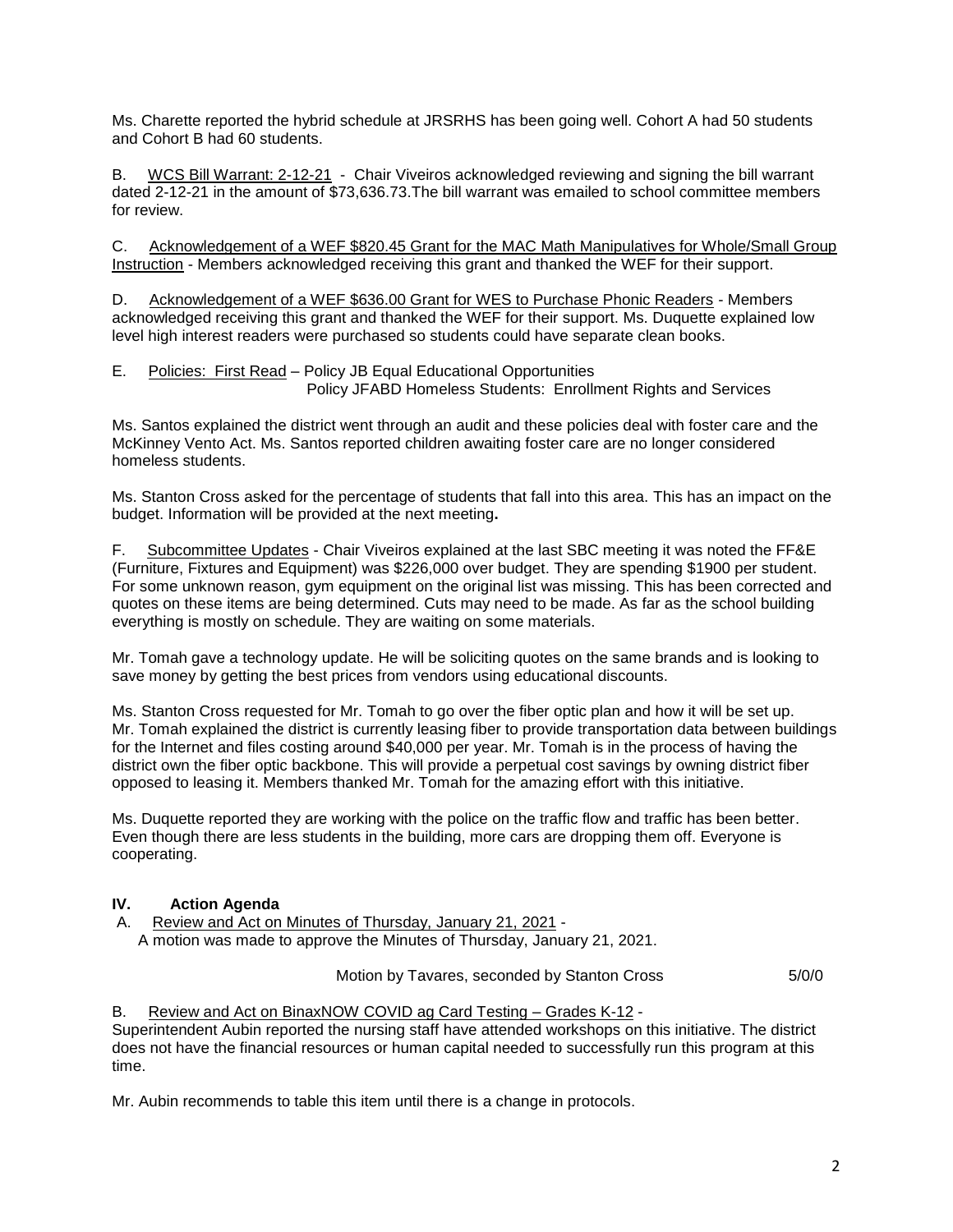Ms. Charette reported the hybrid schedule at JRSRHS has been going well. Cohort A had 50 students and Cohort B had 60 students.

B. <u>WCS Bill Warrant: 2-12-21</u> - Chair Viveiros acknowledged reviewing and signing the bill warrant dated 2-12-21 in the amount of $73,636.73.The bill warrant was emailed to school committee members for review.

C. <u>Acknowledgement of a WEF $820.45 Grant for the MAC Math Manipulatives for Whole/Small Group Instruction</u> - Members acknowledged receiving this grant and thanked the WEF for their support.

D. <u>Acknowledgement of a WEF $636.00 Grant for WES to Purchase Phonic Readers</u> - Members acknowledged receiving this grant and thanked the WEF for their support. Ms. Duquette explained low level high interest readers were purchased so students could have separate clean books.

E. <u>Policies: First Read</u> – Policy JB Equal Educational Opportunities
Policy JFABD Homeless Students: Enrollment Rights and Services

Ms. Santos explained the district went through an audit and these policies deal with foster care and the McKinney Vento Act. Ms. Santos reported children awaiting foster care are no longer considered homeless students.

Ms. Stanton Cross asked for the percentage of students that fall into this area. This has an impact on the budget. Information will be provided at the next meeting**.**

F. <u>Subcommittee Updates</u> - Chair Viveiros explained at the last SBC meeting it was noted the FF&E (Furniture, Fixtures and Equipment) was $226,000 over budget. They are spending $1900 per student. For some unknown reason, gym equipment on the original list was missing. This has been corrected and quotes on these items are being determined. Cuts may need to be made. As far as the school building everything is mostly on schedule. They are waiting on some materials.

Mr. Tomah gave a technology update. He will be soliciting quotes on the same brands and is looking to save money by getting the best prices from vendors using educational discounts.

Ms. Stanton Cross requested for Mr. Tomah to go over the fiber optic plan and how it will be set up. Mr. Tomah explained the district is currently leasing fiber to provide transportation data between buildings for the Internet and files costing around $40,000 per year. Mr. Tomah is in the process of having the district own the fiber optic backbone. This will provide a perpetual cost savings by owning district fiber opposed to leasing it. Members thanked Mr. Tomah for the amazing effort with this initiative.

Ms. Duquette reported they are working with the police on the traffic flow and traffic has been better. Even though there are less students in the building, more cars are dropping them off. Everyone is cooperating.

## IV. Action Agenda

A. <u>Review and Act on Minutes of Thursday, January 21, 2021</u> -
A motion was made to approve the Minutes of Thursday, January 21, 2021.

Motion by Tavares, seconded by Stanton Cross 5/0/0

B. <u>Review and Act on BinaxNOW COVID ag Card Testing – Grades K-12</u> -
Superintendent Aubin reported the nursing staff have attended workshops on this initiative. The district does not have the financial resources or human capital needed to successfully run this program at this time.

Mr. Aubin recommends to table this item until there is a change in protocols.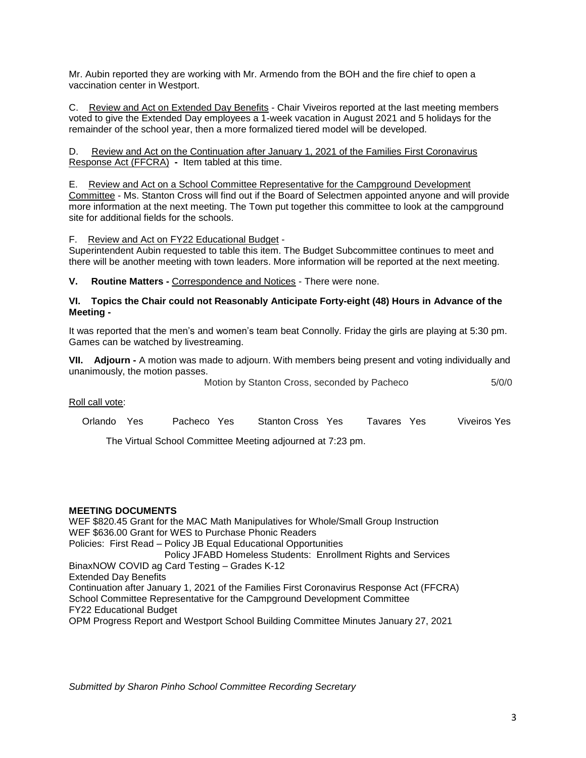Mr. Aubin reported they are working with Mr. Armendo from the BOH and the fire chief to open a vaccination center in Westport.

C. Review and Act on Extended Day Benefits - Chair Viveiros reported at the last meeting members voted to give the Extended Day employees a 1-week vacation in August 2021 and 5 holidays for the remainder of the school year, then a more formalized tiered model will be developed.

D. Review and Act on the Continuation after January 1, 2021 of the Families First Coronavirus Response Act (FFCRA) **-** Item tabled at this time.

E. Review and Act on a School Committee Representative for the Campground Development Committee - Ms. Stanton Cross will find out if the Board of Selectmen appointed anyone and will provide more information at the next meeting. The Town put together this committee to look at the campground site for additional fields for the schools.

F. Review and Act on FY22 Educational Budget -
Superintendent Aubin requested to table this item. The Budget Subcommittee continues to meet and there will be another meeting with town leaders. More information will be reported at the next meeting.

**V. Routine Matters -** Correspondence and Notices - There were none.

**VI. Topics the Chair could not Reasonably Anticipate Forty-eight (48) Hours in Advance of the Meeting -**

It was reported that the men's and women's team beat Connolly. Friday the girls are playing at 5:30 pm. Games can be watched by livestreaming.

**VII. Adjourn -** A motion was made to adjourn. With members being present and voting individually and unanimously, the motion passes.

Motion by Stanton Cross, seconded by Pacheco 5/0/0

Roll call vote:

Orlando Yes Pacheco Yes Stanton Cross Yes Tavares Yes Viveiros Yes

The Virtual School Committee Meeting adjourned at 7:23 pm.

**MEETING DOCUMENTS**

WEF $820.45 Grant for the MAC Math Manipulatives for Whole/Small Group Instruction
WEF $636.00 Grant for WES to Purchase Phonic Readers
Policies: First Read – Policy JB Equal Educational Opportunities
Policy JFABD Homeless Students: Enrollment Rights and Services
BinaxNOW COVID ag Card Testing – Grades K-12
Extended Day Benefits
Continuation after January 1, 2021 of the Families First Coronavirus Response Act (FFCRA)
School Committee Representative for the Campground Development Committee
FY22 Educational Budget
OPM Progress Report and Westport School Building Committee Minutes January 27, 2021

*Submitted by Sharon Pinho School Committee Recording Secretary*